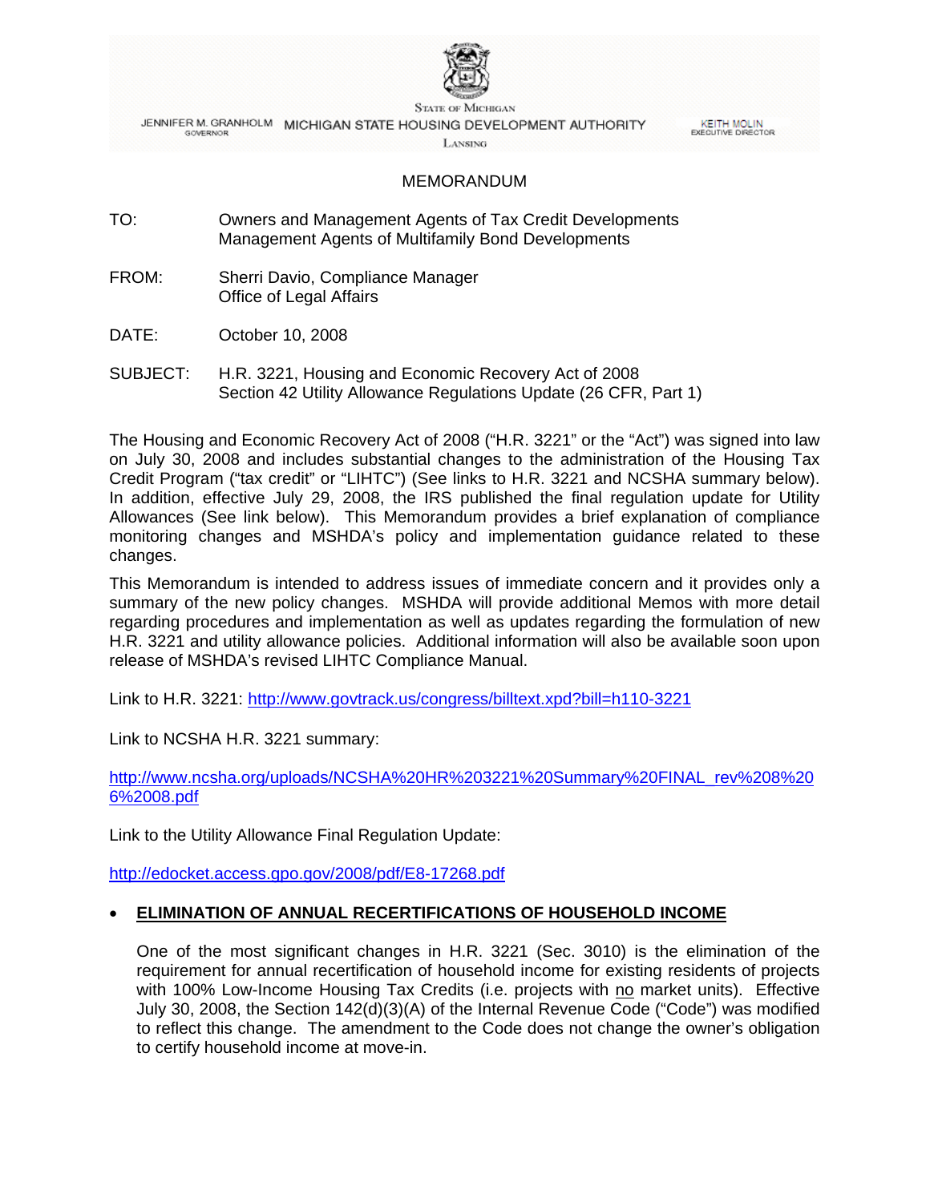STATE OF MICHIGAN

JENNIFER M. GRANHOLM
GOVERNOR

MICHIGAN STATE HOUSING DEVELOPMENT AUTHORITY

LANSING

KEITH MOLIN
EXECUTIVE DIRECTOR

# MEMORANDUM

TO: Owners and Management Agents of Tax Credit Developments
Management Agents of Multifamily Bond Developments

FROM: Sherri Davio, Compliance Manager
Office of Legal Affairs

DATE: October 10, 2008

SUBJECT: H.R. 3221, Housing and Economic Recovery Act of 2008
Section 42 Utility Allowance Regulations Update (26 CFR, Part 1)

The Housing and Economic Recovery Act of 2008 ("H.R. 3221" or the "Act") was signed into law on July 30, 2008 and includes substantial changes to the administration of the Housing Tax Credit Program ("tax credit" or "LIHTC") (See links to H.R. 3221 and NCSHA summary below). In addition, effective July 29, 2008, the IRS published the final regulation update for Utility Allowances (See link below). This Memorandum provides a brief explanation of compliance monitoring changes and MSHDA's policy and implementation guidance related to these changes.

This Memorandum is intended to address issues of immediate concern and it provides only a summary of the new policy changes. MSHDA will provide additional Memos with more detail regarding procedures and implementation as well as updates regarding the formulation of new H.R. 3221 and utility allowance policies. Additional information will also be available soon upon release of MSHDA's revised LIHTC Compliance Manual.

Link to H.R. 3221: http://www.govtrack.us/congress/billtext.xpd?bill=h110-3221

Link to NCSHA H.R. 3221 summary:

http://www.ncsha.org/uploads/NCSHA%20HR%203221%20Summary%20FINAL_rev%208%206%2008.pdf

Link to the Utility Allowance Final Regulation Update:

http://edocket.access.gpo.gov/2008/pdf/E8-17268.pdf

- **ELIMINATION OF ANNUAL RECERTIFICATIONS OF HOUSEHOLD INCOME**

  One of the most significant changes in H.R. 3221 (Sec. 3010) is the elimination of the requirement for annual recertification of household income for existing residents of projects with 100% Low-Income Housing Tax Credits (i.e. projects with no market units). Effective July 30, 2008, the Section 142(d)(3)(A) of the Internal Revenue Code ("Code") was modified to reflect this change. The amendment to the Code does not change the owner's obligation to certify household income at move-in.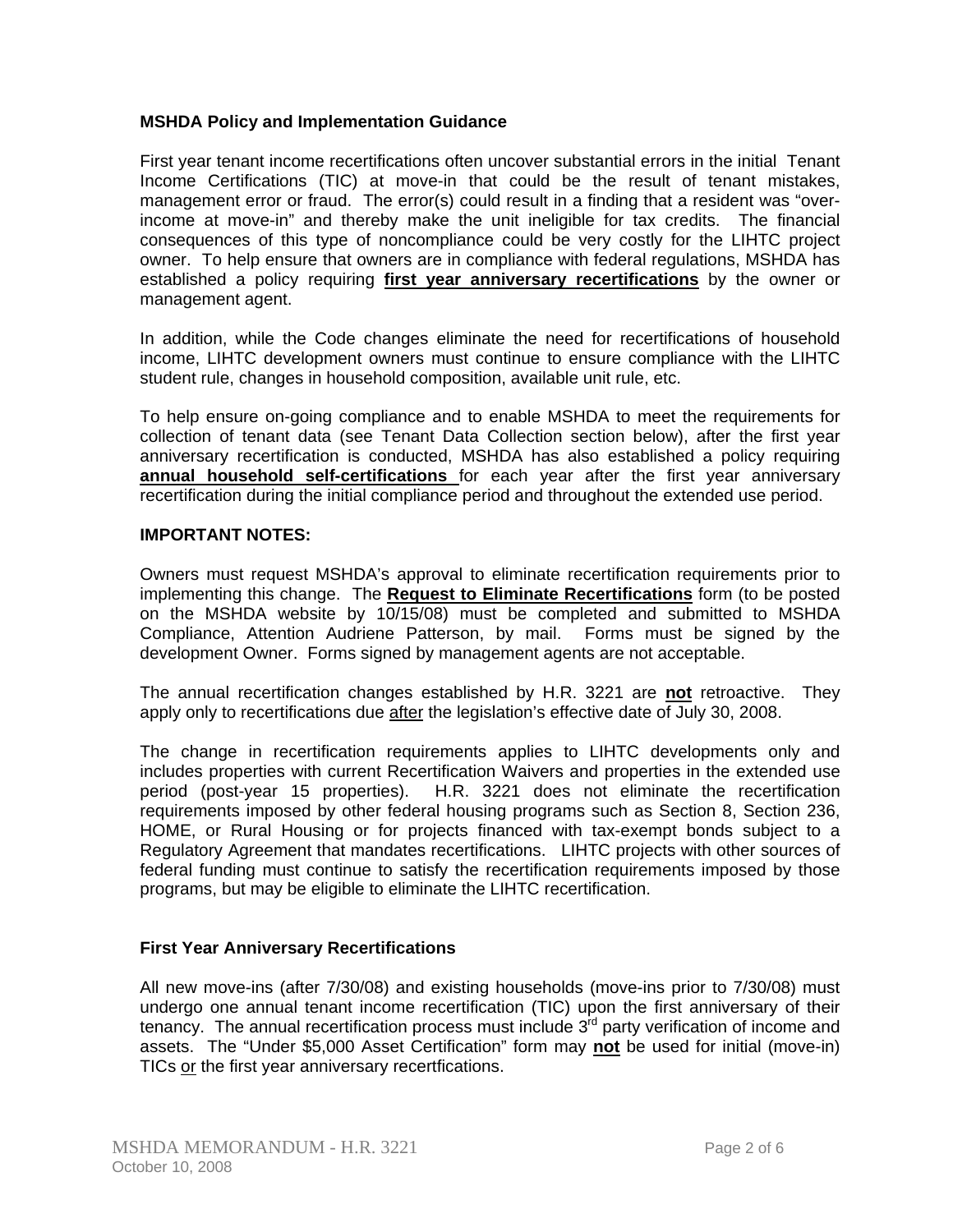### MSHDA Policy and Implementation Guidance

First year tenant income recertifications often uncover substantial errors in the initial Tenant Income Certifications (TIC) at move-in that could be the result of tenant mistakes, management error or fraud. The error(s) could result in a finding that a resident was "over-income at move-in" and thereby make the unit ineligible for tax credits. The financial consequences of this type of noncompliance could be very costly for the LIHTC project owner. To help ensure that owners are in compliance with federal regulations, MSHDA has established a policy requiring **first year anniversary recertifications** by the owner or management agent.

In addition, while the Code changes eliminate the need for recertifications of household income, LIHTC development owners must continue to ensure compliance with the LIHTC student rule, changes in household composition, available unit rule, etc.

To help ensure on-going compliance and to enable MSHDA to meet the requirements for collection of tenant data (see Tenant Data Collection section below), after the first year anniversary recertification is conducted, MSHDA has also established a policy requiring **annual household self-certifications** for each year after the first year anniversary recertification during the initial compliance period and throughout the extended use period.

### IMPORTANT NOTES:

Owners must request MSHDA's approval to eliminate recertification requirements prior to implementing this change. The **Request to Eliminate Recertifications** form (to be posted on the MSHDA website by 10/15/08) must be completed and submitted to MSHDA Compliance, Attention Audriene Patterson, by mail. Forms must be signed by the development Owner. Forms signed by management agents are not acceptable.

The annual recertification changes established by H.R. 3221 are **not** retroactive. They apply only to recertifications due after the legislation's effective date of July 30, 2008.

The change in recertification requirements applies to LIHTC developments only and includes properties with current Recertification Waivers and properties in the extended use period (post-year 15 properties). H.R. 3221 does not eliminate the recertification requirements imposed by other federal housing programs such as Section 8, Section 236, HOME, or Rural Housing or for projects financed with tax-exempt bonds subject to a Regulatory Agreement that mandates recertifications. LIHTC projects with other sources of federal funding must continue to satisfy the recertification requirements imposed by those programs, but may be eligible to eliminate the LIHTC recertification.

### First Year Anniversary Recertifications

All new move-ins (after 7/30/08) and existing households (move-ins prior to 7/30/08) must undergo one annual tenant income recertification (TIC) upon the first anniversary of their tenancy. The annual recertification process must include 3rd party verification of income and assets. The "Under $5,000 Asset Certification" form may **not** be used for initial (move-in) TICs or the first year anniversary recertfications.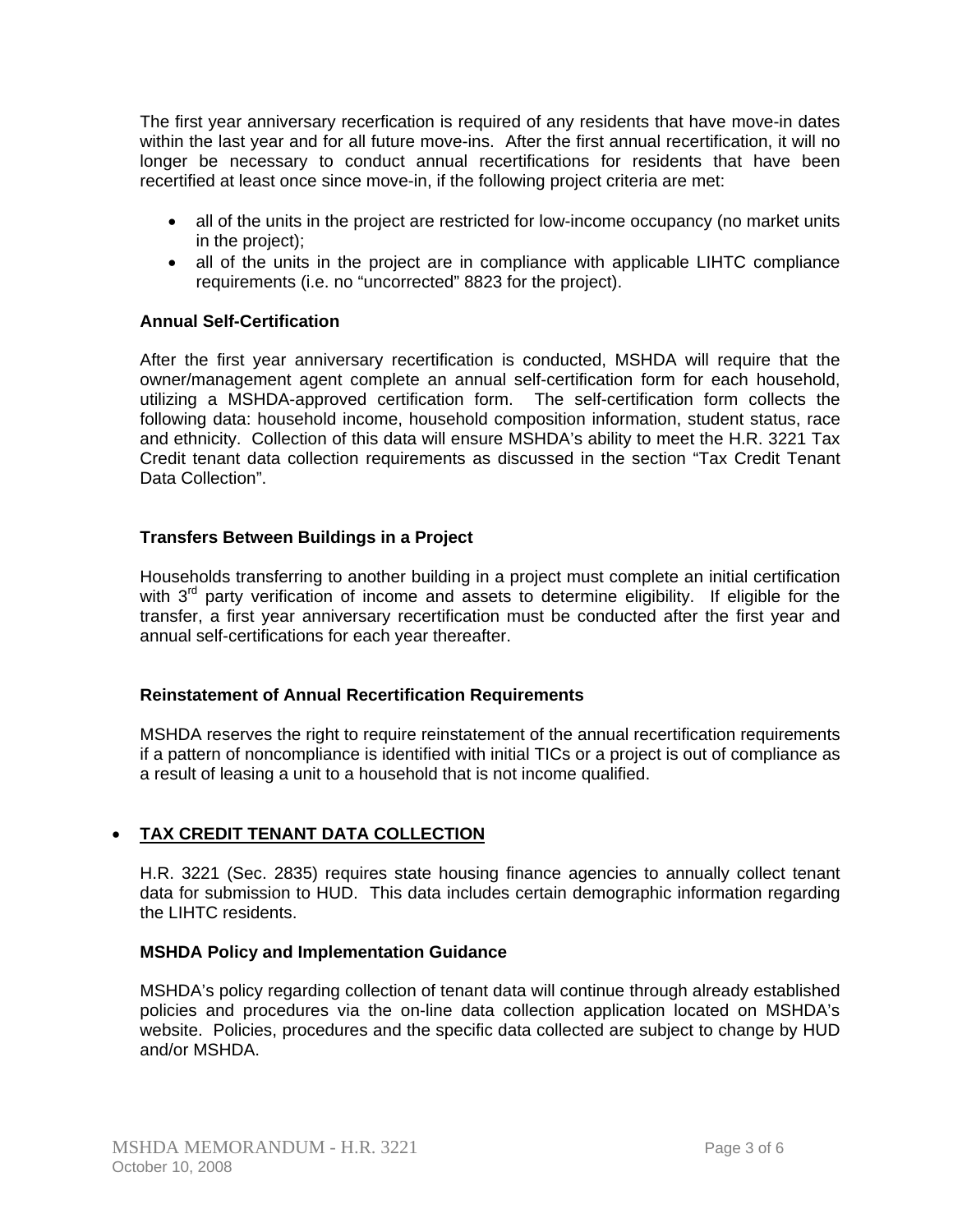The first year anniversary recerfication is required of any residents that have move-in dates within the last year and for all future move-ins. After the first annual recertification, it will no longer be necessary to conduct annual recertifications for residents that have been recertified at least once since move-in, if the following project criteria are met:

- all of the units in the project are restricted for low-income occupancy (no market units in the project);
- all of the units in the project are in compliance with applicable LIHTC compliance requirements (i.e. no "uncorrected" 8823 for the project).

**Annual Self-Certification**

After the first year anniversary recertification is conducted, MSHDA will require that the owner/management agent complete an annual self-certification form for each household, utilizing a MSHDA-approved certification form. The self-certification form collects the following data: household income, household composition information, student status, race and ethnicity. Collection of this data will ensure MSHDA's ability to meet the H.R. 3221 Tax Credit tenant data collection requirements as discussed in the section "Tax Credit Tenant Data Collection".

**Transfers Between Buildings in a Project**

Households transferring to another building in a project must complete an initial certification with 3rd party verification of income and assets to determine eligibility. If eligible for the transfer, a first year anniversary recertification must be conducted after the first year and annual self-certifications for each year thereafter.

**Reinstatement of Annual Recertification Requirements**

MSHDA reserves the right to require reinstatement of the annual recertification requirements if a pattern of noncompliance is identified with initial TICs or a project is out of compliance as a result of leasing a unit to a household that is not income qualified.

- **TAX CREDIT TENANT DATA COLLECTION**

H.R. 3221 (Sec. 2835) requires state housing finance agencies to annually collect tenant data for submission to HUD. This data includes certain demographic information regarding the LIHTC residents.

**MSHDA Policy and Implementation Guidance**

MSHDA's policy regarding collection of tenant data will continue through already established policies and procedures via the on-line data collection application located on MSHDA's website. Policies, procedures and the specific data collected are subject to change by HUD and/or MSHDA.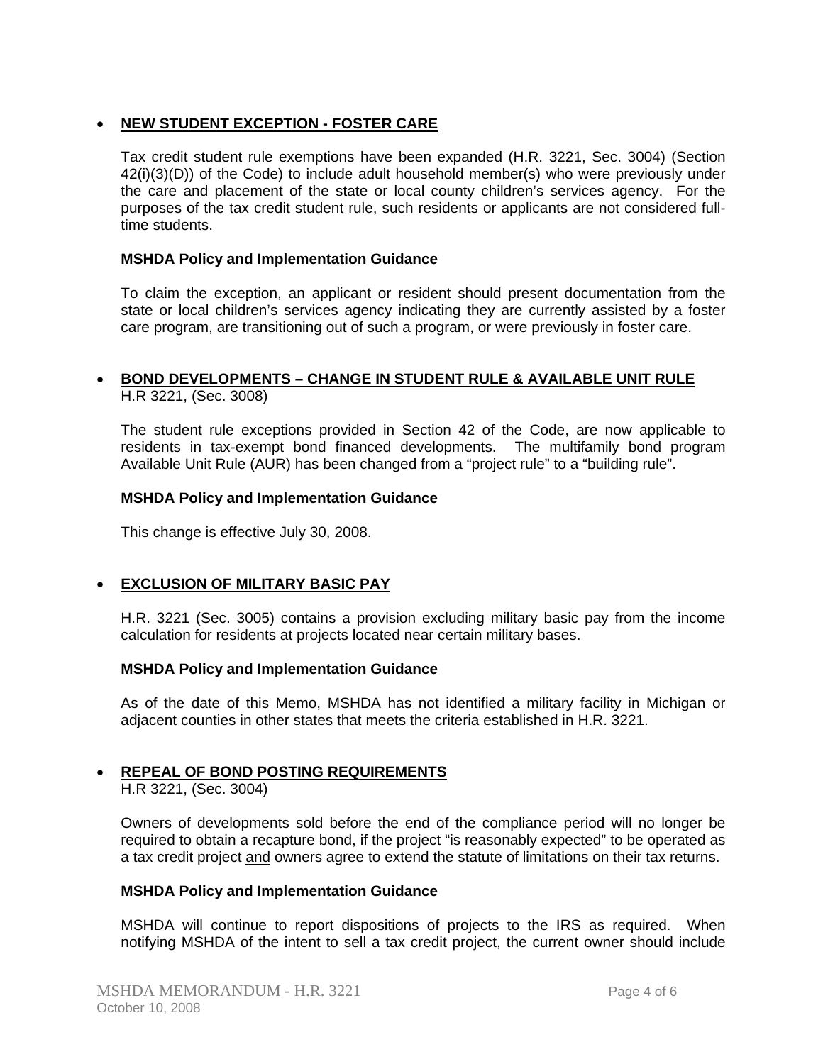- **NEW STUDENT EXCEPTION - FOSTER CARE**

  Tax credit student rule exemptions have been expanded (H.R. 3221, Sec. 3004) (Section 42(i)(3)(D)) of the Code) to include adult household member(s) who were previously under the care and placement of the state or local county children's services agency. For the purposes of the tax credit student rule, such residents or applicants are not considered full-time students.

  **MSHDA Policy and Implementation Guidance**

  To claim the exception, an applicant or resident should present documentation from the state or local children's services agency indicating they are currently assisted by a foster care program, are transitioning out of such a program, or were previously in foster care.

- **BOND DEVELOPMENTS – CHANGE IN STUDENT RULE & AVAILABLE UNIT RULE**
  H.R 3221, (Sec. 3008)

  The student rule exceptions provided in Section 42 of the Code, are now applicable to residents in tax-exempt bond financed developments. The multifamily bond program Available Unit Rule (AUR) has been changed from a "project rule" to a "building rule".

  **MSHDA Policy and Implementation Guidance**

  This change is effective July 30, 2008.

- **EXCLUSION OF MILITARY BASIC PAY**

  H.R. 3221 (Sec. 3005) contains a provision excluding military basic pay from the income calculation for residents at projects located near certain military bases.

  **MSHDA Policy and Implementation Guidance**

  As of the date of this Memo, MSHDA has not identified a military facility in Michigan or adjacent counties in other states that meets the criteria established in H.R. 3221.

- **REPEAL OF BOND POSTING REQUIREMENTS**
  H.R 3221, (Sec. 3004)

  Owners of developments sold before the end of the compliance period will no longer be required to obtain a recapture bond, if the project "is reasonably expected" to be operated as a tax credit project and owners agree to extend the statute of limitations on their tax returns.

  **MSHDA Policy and Implementation Guidance**

  MSHDA will continue to report dispositions of projects to the IRS as required. When notifying MSHDA of the intent to sell a tax credit project, the current owner should include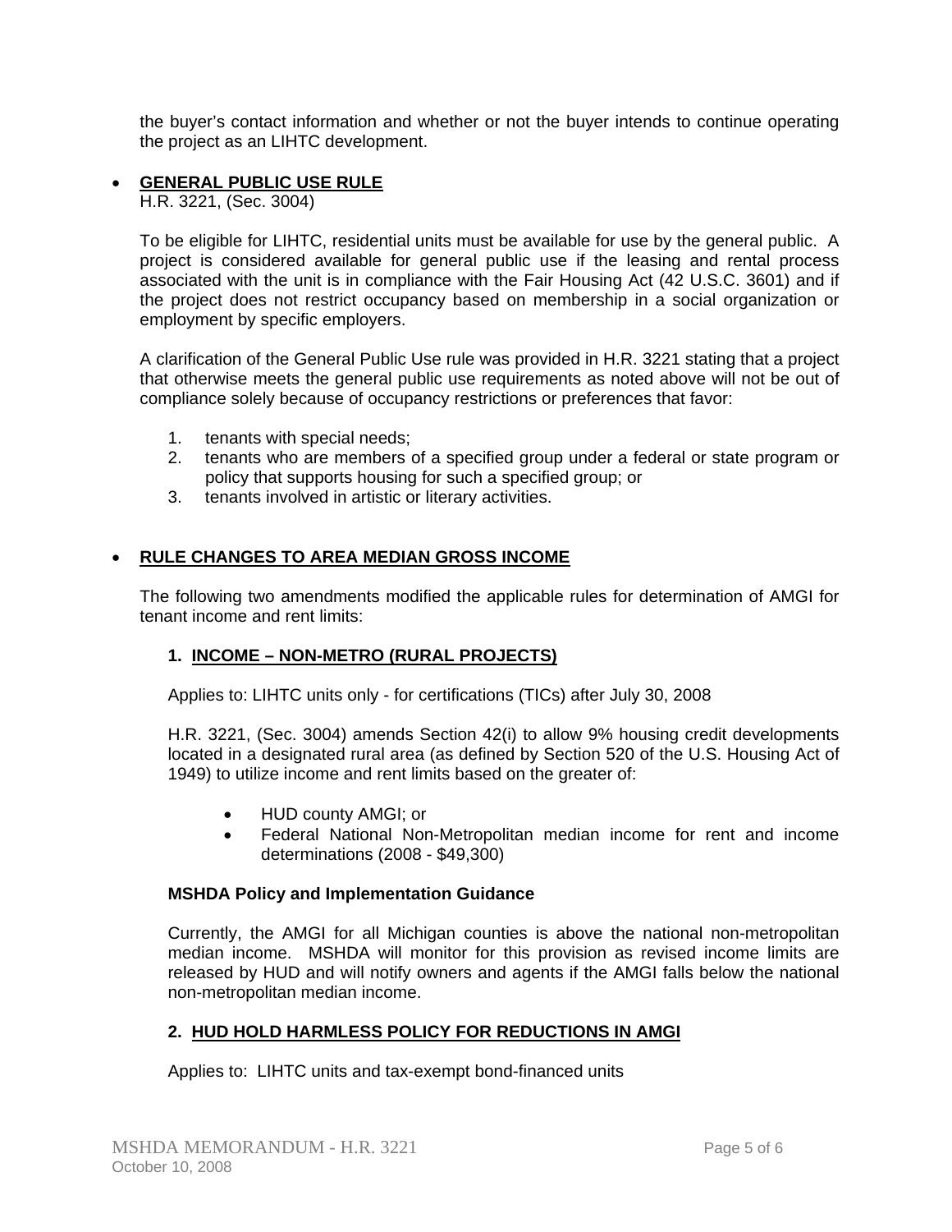the buyer's contact information and whether or not the buyer intends to continue operating the project as an LIHTC development.

- **GENERAL PUBLIC USE RULE**
  H.R. 3221, (Sec. 3004)

  To be eligible for LIHTC, residential units must be available for use by the general public. A project is considered available for general public use if the leasing and rental process associated with the unit is in compliance with the Fair Housing Act (42 U.S.C. 3601) and if the project does not restrict occupancy based on membership in a social organization or employment by specific employers.

  A clarification of the General Public Use rule was provided in H.R. 3221 stating that a project that otherwise meets the general public use requirements as noted above will not be out of compliance solely because of occupancy restrictions or preferences that favor:

  1. tenants with special needs;
  2. tenants who are members of a specified group under a federal or state program or policy that supports housing for such a specified group; or
  3. tenants involved in artistic or literary activities.

- **RULE CHANGES TO AREA MEDIAN GROSS INCOME**

  The following two amendments modified the applicable rules for determination of AMGI for tenant income and rent limits:

  **1. INCOME – NON-METRO (RURAL PROJECTS)**

  Applies to: LIHTC units only - for certifications (TICs) after July 30, 2008

  H.R. 3221, (Sec. 3004) amends Section 42(i) to allow 9% housing credit developments located in a designated rural area (as defined by Section 520 of the U.S. Housing Act of 1949) to utilize income and rent limits based on the greater of:

  - HUD county AMGI; or
  - Federal National Non-Metropolitan median income for rent and income determinations (2008 - $49,300)

  **MSHDA Policy and Implementation Guidance**

  Currently, the AMGI for all Michigan counties is above the national non-metropolitan median income. MSHDA will monitor for this provision as revised income limits are released by HUD and will notify owners and agents if the AMGI falls below the national non-metropolitan median income.

  **2. HUD HOLD HARMLESS POLICY FOR REDUCTIONS IN AMGI**

  Applies to: LIHTC units and tax-exempt bond-financed units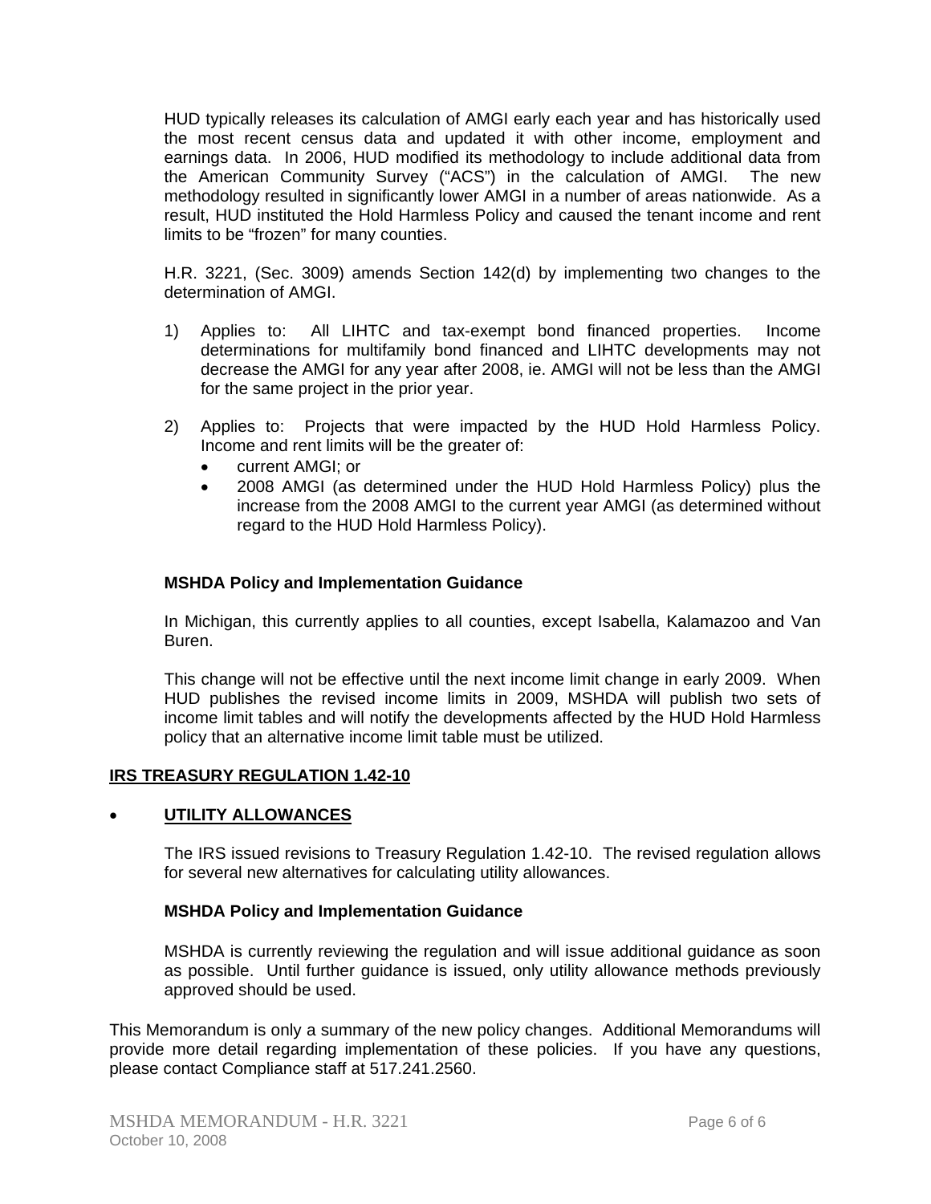HUD typically releases its calculation of AMGI early each year and has historically used the most recent census data and updated it with other income, employment and earnings data. In 2006, HUD modified its methodology to include additional data from the American Community Survey ("ACS") in the calculation of AMGI. The new methodology resulted in significantly lower AMGI in a number of areas nationwide. As a result, HUD instituted the Hold Harmless Policy and caused the tenant income and rent limits to be "frozen" for many counties.

H.R. 3221, (Sec. 3009) amends Section 142(d) by implementing two changes to the determination of AMGI.

1) Applies to: All LIHTC and tax-exempt bond financed properties. Income determinations for multifamily bond financed and LIHTC developments may not decrease the AMGI for any year after 2008, ie. AMGI will not be less than the AMGI for the same project in the prior year.

2) Applies to: Projects that were impacted by the HUD Hold Harmless Policy. Income and rent limits will be the greater of:
   - current AMGI; or
   - 2008 AMGI (as determined under the HUD Hold Harmless Policy) plus the increase from the 2008 AMGI to the current year AMGI (as determined without regard to the HUD Hold Harmless Policy).

**MSHDA Policy and Implementation Guidance**

In Michigan, this currently applies to all counties, except Isabella, Kalamazoo and Van Buren.

This change will not be effective until the next income limit change in early 2009. When HUD publishes the revised income limits in 2009, MSHDA will publish two sets of income limit tables and will notify the developments affected by the HUD Hold Harmless policy that an alternative income limit table must be utilized.

## IRS TREASURY REGULATION 1.42-10

- **UTILITY ALLOWANCES**

The IRS issued revisions to Treasury Regulation 1.42-10. The revised regulation allows for several new alternatives for calculating utility allowances.

**MSHDA Policy and Implementation Guidance**

MSHDA is currently reviewing the regulation and will issue additional guidance as soon as possible. Until further guidance is issued, only utility allowance methods previously approved should be used.

This Memorandum is only a summary of the new policy changes. Additional Memorandums will provide more detail regarding implementation of these policies. If you have any questions, please contact Compliance staff at 517.241.2560.